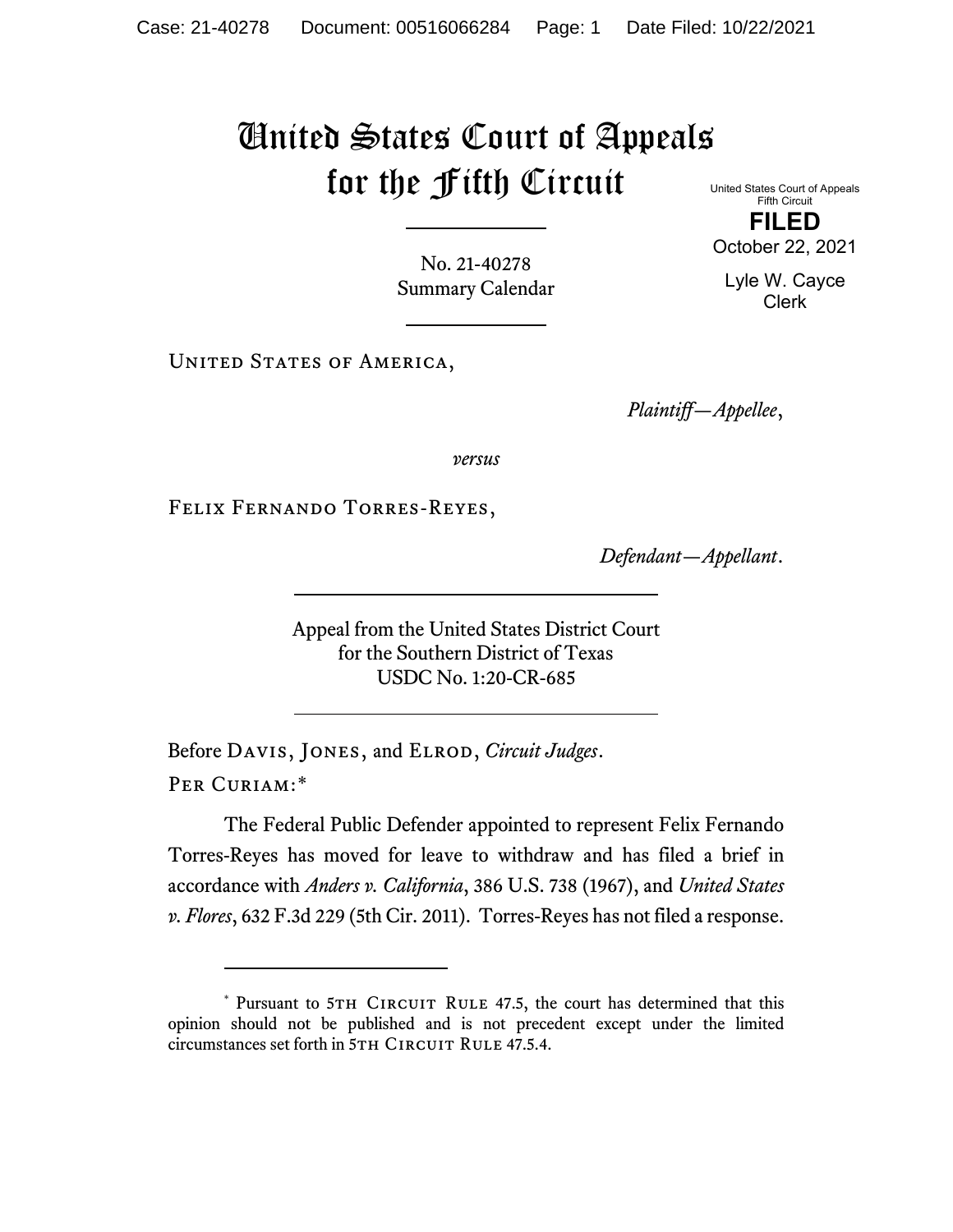# United States Court of Appeals for the Fifth Circuit

United States Court of Appeals
Fifth Circuit

**FILED**

October 22, 2021

Lyle W. Cayce
Clerk

No. 21-40278
Summary Calendar

United States of America,

*Plaintiff—Appellee*,

*versus*

Felix Fernando Torres-Reyes,

*Defendant—Appellant*.

Appeal from the United States District Court
for the Southern District of Texas
USDC No. 1:20-CR-685

Before Davis, Jones, and Elrod, *Circuit Judges*.

Per Curiam:*

The Federal Public Defender appointed to represent Felix Fernando Torres-Reyes has moved for leave to withdraw and has filed a brief in accordance with *Anders v. California*, 386 U.S. 738 (1967), and *United States v. Flores*, 632 F.3d 229 (5th Cir. 2011). Torres-Reyes has not filed a response.

---

* Pursuant to 5th Circuit Rule 47.5, the court has determined that this opinion should not be published and is not precedent except under the limited circumstances set forth in 5th Circuit Rule 47.5.4.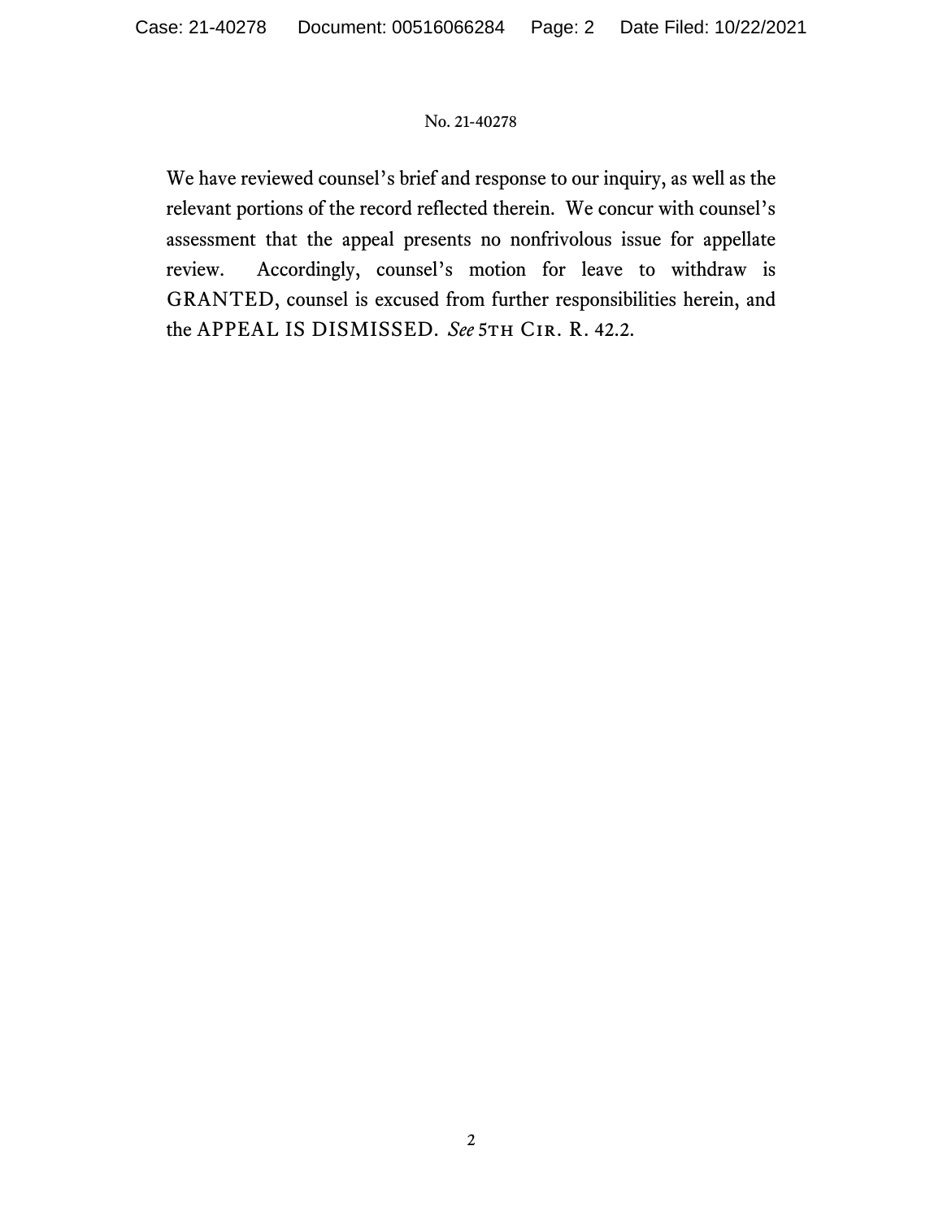No. 21-40278

We have reviewed counsel's brief and response to our inquiry, as well as the relevant portions of the record reflected therein. We concur with counsel's assessment that the appeal presents no nonfrivolous issue for appellate review. Accordingly, counsel's motion for leave to withdraw is GRANTED, counsel is excused from further responsibilities herein, and the APPEAL IS DISMISSED. *See* 5TH CIR. R. 42.2.